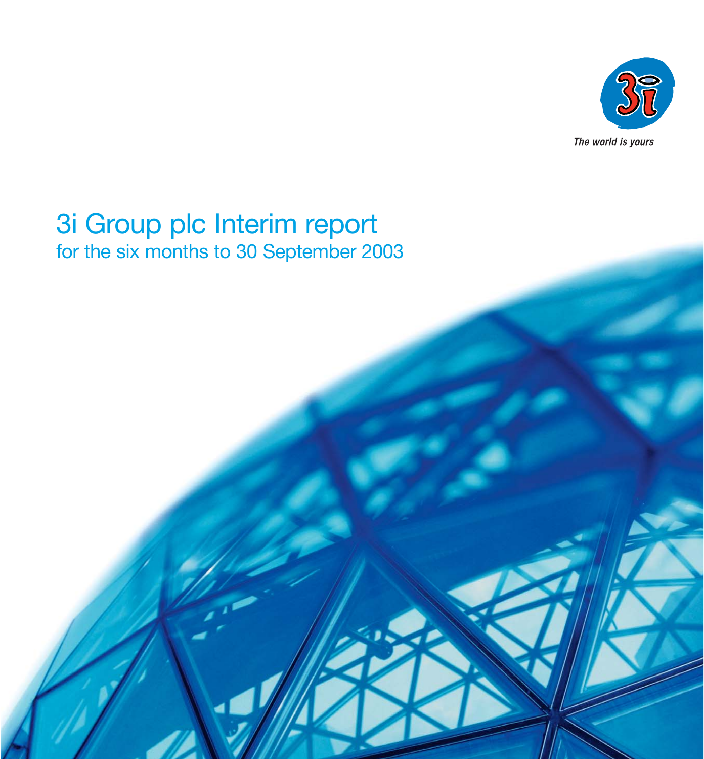*The world is yours*

# 3i Group plc Interim report

## for the six months to 30 September 2003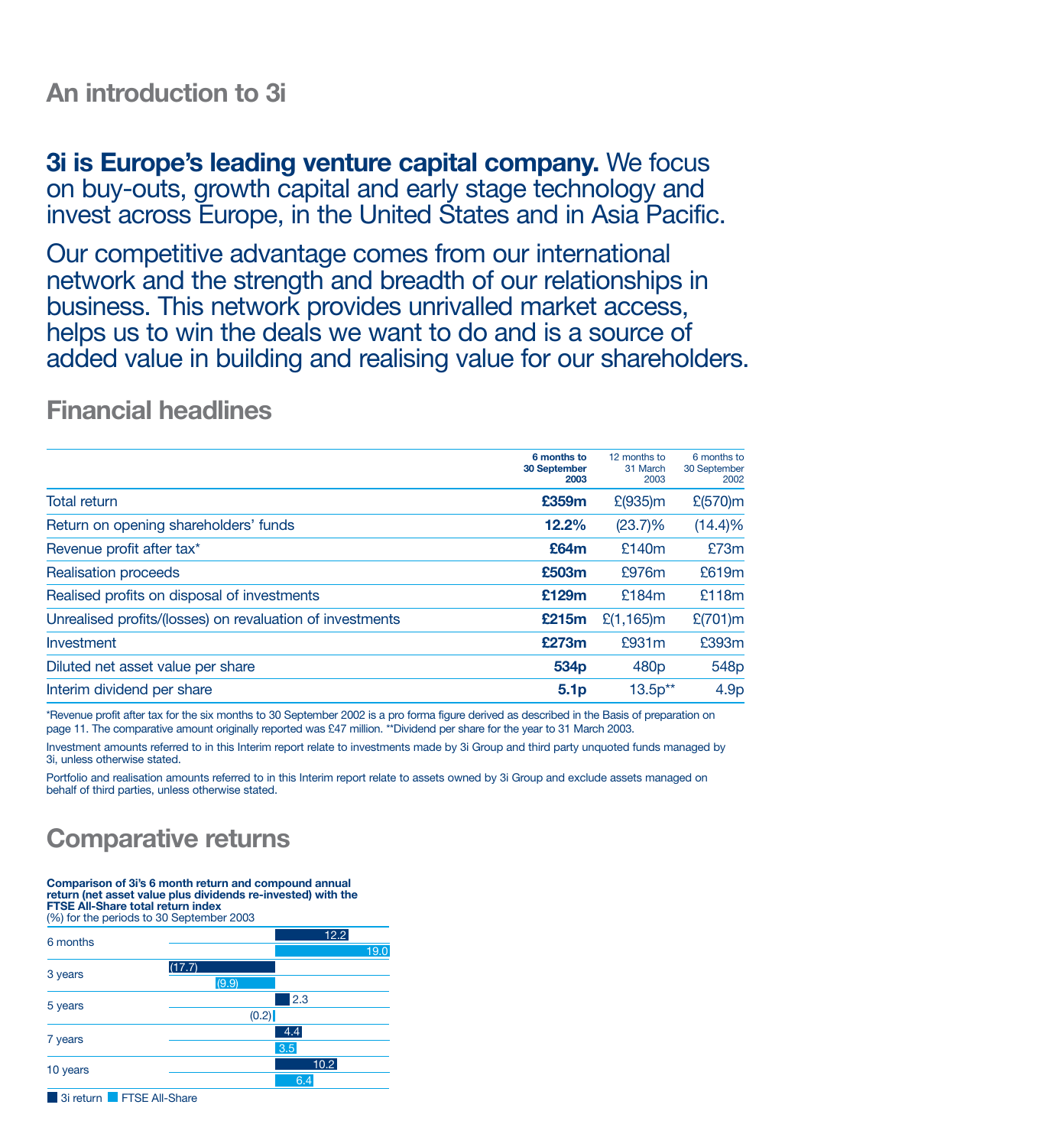# An introduction to 3i

**3i is Europe's leading venture capital company.** We focus on buy-outs, growth capital and early stage technology and invest across Europe, in the United States and in Asia Pacific.

Our competitive advantage comes from our international network and the strength and breadth of our relationships in business. This network provides unrivalled market access, helps us to win the deals we want to do and is a source of added value in building and realising value for our shareholders.

## Financial headlines

| | 6 months to 30 September 2003 | 12 months to 31 March 2003 | 6 months to 30 September 2002 |
|---|---|---|---|
| Total return | **£359m** | £(935)m | £(570)m |
| Return on opening shareholders' funds | **12.2%** | (23.7)% | (14.4)% |
| Revenue profit after tax* | **£64m** | £140m | £73m |
| Realisation proceeds | **£503m** | £976m | £619m |
| Realised profits on disposal of investments | **£129m** | £184m | £118m |
| Unrealised profits/(losses) on revaluation of investments | **£215m** | £(1,165)m | £(701)m |
| Investment | **£273m** | £931m | £393m |
| Diluted net asset value per share | **534p** | 480p | 548p |
| Interim dividend per share | **5.1p** | 13.5p** | 4.9p |

*Revenue profit after tax for the six months to 30 September 2002 is a pro forma figure derived as described in the Basis of preparation on page 11. The comparative amount originally reported was £47 million. **Dividend per share for the year to 31 March 2003.

Investment amounts referred to in this Interim report relate to investments made by 3i Group and third party unquoted funds managed by 3i, unless otherwise stated.

Portfolio and realisation amounts referred to in this Interim report relate to assets owned by 3i Group and exclude assets managed on behalf of third parties, unless otherwise stated.

## Comparative returns

**Comparison of 3i's 6 month return and compound annual return (net asset value plus dividends re-invested) with the FTSE All-Share total return index**
(%) for the periods to 30 September 2003

| | 3i return | FTSE All-Share |
|---|---|---|
| 6 months | 12.2 | 19.0 |
| 3 years | (17.7) | (9.9) |
| 5 years | 2.3 | (0.2) |
| 7 years | 4.4 | 3.5 |
| 10 years | 10.2 | 6.4 |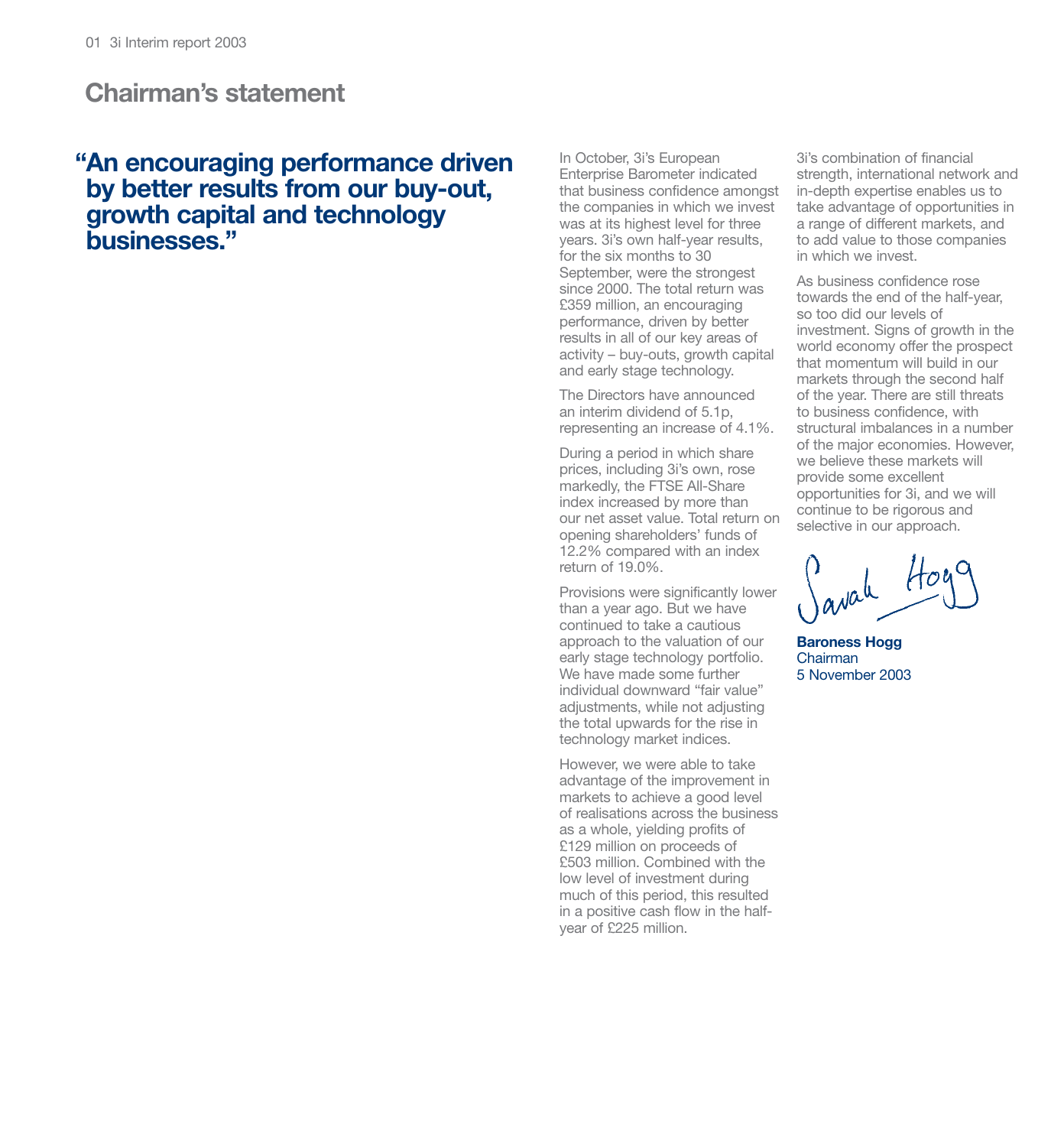# Chairman's statement

**"An encouraging performance driven by better results from our buy-out, growth capital and technology businesses."**

In October, 3i's European Enterprise Barometer indicated that business confidence amongst the companies in which we invest was at its highest level for three years. 3i's own half-year results, for the six months to 30 September, were the strongest since 2000. The total return was £359 million, an encouraging performance, driven by better results in all of our key areas of activity – buy-outs, growth capital and early stage technology.

The Directors have announced an interim dividend of 5.1p, representing an increase of 4.1%.

During a period in which share prices, including 3i's own, rose markedly, the FTSE All-Share index increased by more than our net asset value. Total return on opening shareholders' funds of 12.2% compared with an index return of 19.0%.

Provisions were significantly lower than a year ago. But we have continued to take a cautious approach to the valuation of our early stage technology portfolio. We have made some further individual downward "fair value" adjustments, while not adjusting the total upwards for the rise in technology market indices.

However, we were able to take advantage of the improvement in markets to achieve a good level of realisations across the business as a whole, yielding profits of £129 million on proceeds of £503 million. Combined with the low level of investment during much of this period, this resulted in a positive cash flow in the half-year of £225 million.

3i's combination of financial strength, international network and in-depth expertise enables us to take advantage of opportunities in a range of different markets, and to add value to those companies in which we invest.

As business confidence rose towards the end of the half-year, so too did our levels of investment. Signs of growth in the world economy offer the prospect that momentum will build in our markets through the second half of the year. There are still threats to business confidence, with structural imbalances in a number of the major economies. However, we believe these markets will provide some excellent opportunities for 3i, and we will continue to be rigorous and selective in our approach.

Sarah Hogg

**Baroness Hogg**
Chairman
5 November 2003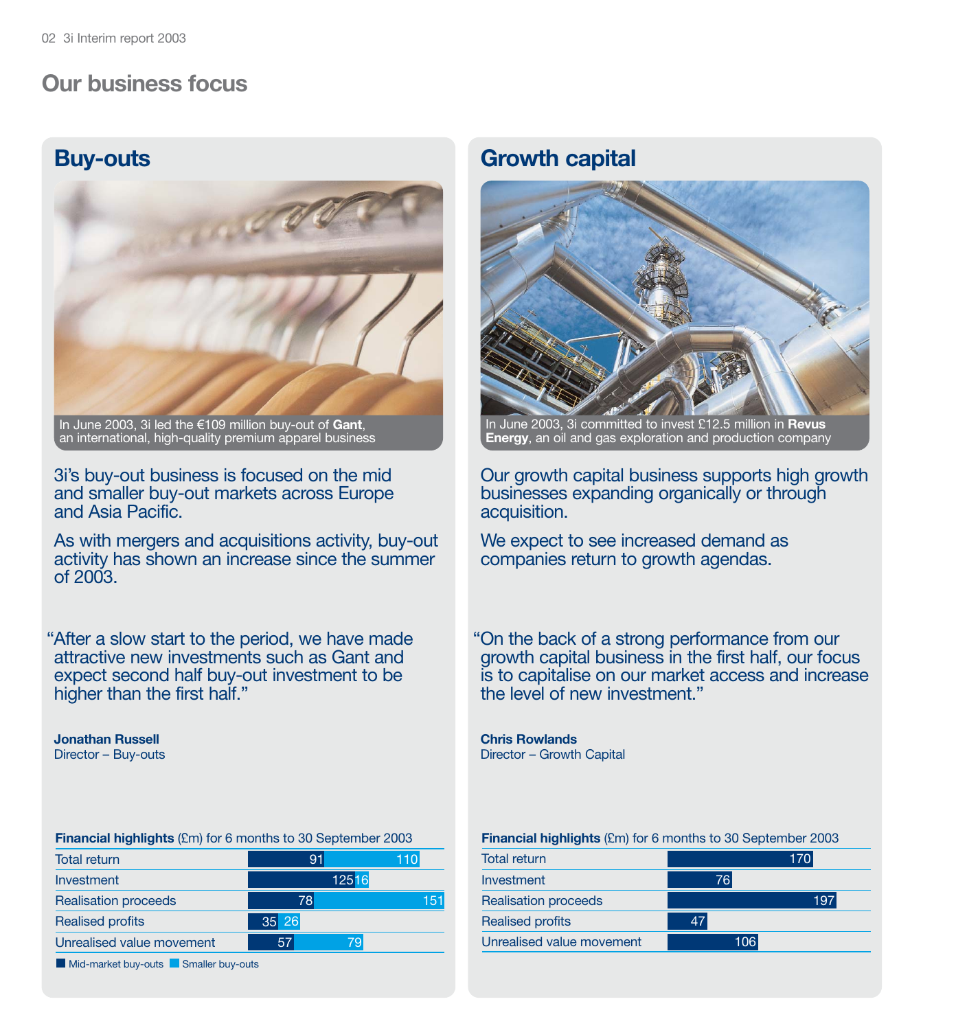# Our business focus

## Buy-outs

In June 2003, 3i led the €109 million buy-out of **Gant**, an international, high-quality premium apparel business

3i's buy-out business is focused on the mid and smaller buy-out markets across Europe and Asia Pacific.

As with mergers and acquisitions activity, buy-out activity has shown an increase since the summer of 2003.

"After a slow start to the period, we have made attractive new investments such as Gant and expect second half buy-out investment to be higher than the first half."

**Jonathan Russell**
Director – Buy-outs

**Financial highlights** (£m) for 6 months to 30 September 2003

| | Mid-market buy-outs | Smaller buy-outs |
|---|---|---|
| Total return | 91 | 110 |
| Investment | 125 | 16 |
| Realisation proceeds | 78 | 151 |
| Realised profits | 35 | 26 |
| Unrealised value movement | 57 | 79 |

## Growth capital

In June 2003, 3i committed to invest £12.5 million in **Revus Energy**, an oil and gas exploration and production company

Our growth capital business supports high growth businesses expanding organically or through acquisition.

We expect to see increased demand as companies return to growth agendas.

"On the back of a strong performance from our growth capital business in the first half, our focus is to capitalise on our market access and increase the level of new investment."

**Chris Rowlands**
Director – Growth Capital

**Financial highlights** (£m) for 6 months to 30 September 2003

| | |
|---|---|
| Total return | 170 |
| Investment | 76 |
| Realisation proceeds | 197 |
| Realised profits | 47 |
| Unrealised value movement | 106 |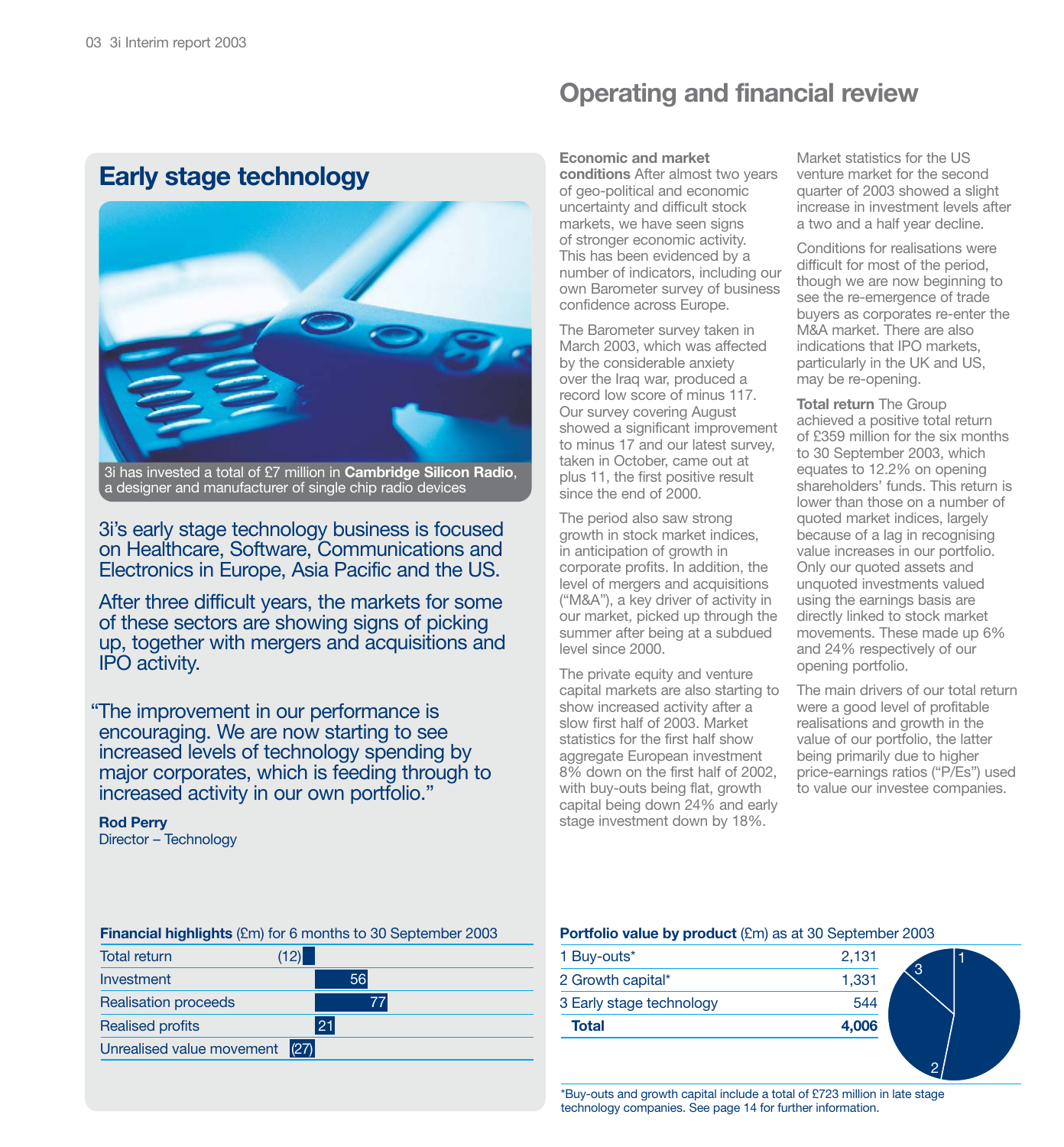# Operating and financial review

## Early stage technology

3i has invested a total of £7 million in **Cambridge Silicon Radio**, a designer and manufacturer of single chip radio devices

3i's early stage technology business is focused on Healthcare, Software, Communications and Electronics in Europe, Asia Pacific and the US.

After three difficult years, the markets for some of these sectors are showing signs of picking up, together with mergers and acquisitions and IPO activity.

"The improvement in our performance is encouraging. We are now starting to see increased levels of technology spending by major corporates, which is feeding through to increased activity in our own portfolio."

**Rod Perry**
Director – Technology

**Financial highlights** (£m) for 6 months to 30 September 2003

| | |
|---|---|
| Total return | (12) |
| Investment | 56 |
| Realisation proceeds | 77 |
| Realised profits | 21 |
| Unrealised value movement | (27) |

**Economic and market conditions** After almost two years of geo-political and economic uncertainty and difficult stock markets, we have seen signs of stronger economic activity. This has been evidenced by a number of indicators, including our own Barometer survey of business confidence across Europe.

The Barometer survey taken in March 2003, which was affected by the considerable anxiety over the Iraq war, produced a record low score of minus 117. Our survey covering August showed a significant improvement to minus 17 and our latest survey, taken in October, came out at plus 11, the first positive result since the end of 2000.

The period also saw strong growth in stock market indices, in anticipation of growth in corporate profits. In addition, the level of mergers and acquisitions ("M&A"), a key driver of activity in our market, picked up through the summer after being at a subdued level since 2000.

The private equity and venture capital markets are also starting to show increased activity after a slow first half of 2003. Market statistics for the first half show aggregate European investment 8% down on the first half of 2002, with buy-outs being flat, growth capital being down 24% and early stage investment down by 18%.

Market statistics for the US venture market for the second quarter of 2003 showed a slight increase in investment levels after a two and a half year decline.

Conditions for realisations were difficult for most of the period, though we are now beginning to see the re-emergence of trade buyers as corporates re-enter the M&A market. There are also indications that IPO markets, particularly in the UK and US, may be re-opening.

**Total return** The Group achieved a positive total return of £359 million for the six months to 30 September 2003, which equates to 12.2% on opening shareholders' funds. This return is lower than those on a number of quoted market indices, largely because of a lag in recognising value increases in our portfolio. Only our quoted assets and unquoted investments valued using the earnings basis are directly linked to stock market movements. These made up 6% and 24% respectively of our opening portfolio.

The main drivers of our total return were a good level of profitable realisations and growth in the value of our portfolio, the latter being primarily due to higher price-earnings ratios ("P/Es") used to value our investee companies.

**Portfolio value by product** (£m) as at 30 September 2003

| | |
|---|---|
| 1 Buy-outs* | 2,131 |
| 2 Growth capital* | 1,331 |
| 3 Early stage technology | 544 |
| **Total** | **4,006** |

*Buy-outs and growth capital include a total of £723 million in late stage technology companies. See page 14 for further information.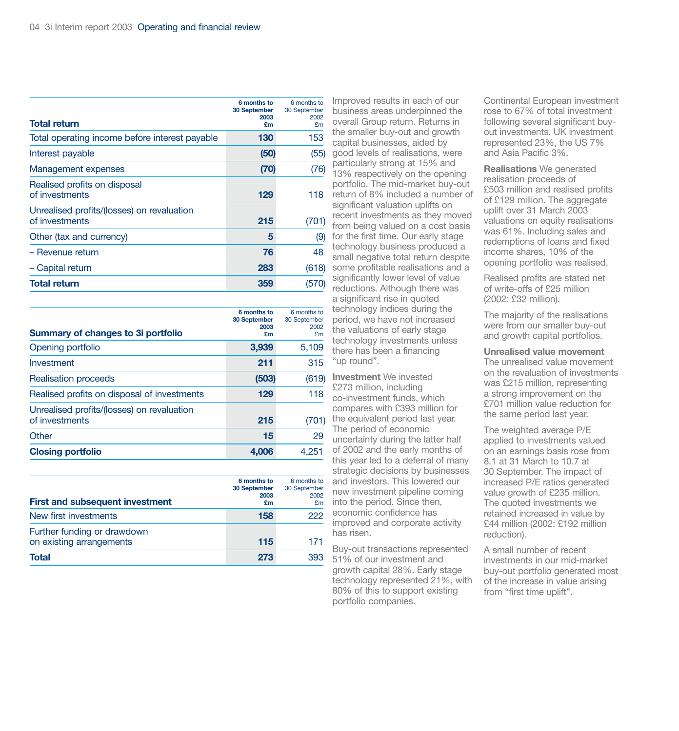| Total return | 6 months to 30 September 2003 £m | 6 months to 30 September 2002 £m |
|---|---|---|
| Total operating income before interest payable | **130** | 153 |
| Interest payable | **(50)** | (55) |
| Management expenses | **(70)** | (76) |
| Realised profits on disposal of investments | **129** | 118 |
| Unrealised profits/(losses) on revaluation of investments | **215** | (701) |
| Other (tax and currency) | **5** | (9) |
| – Revenue return | **76** | 48 |
| – Capital return | **283** | (618) |
| **Total return** | **359** | (570) |

| Summary of changes to 3i portfolio | 6 months to 30 September 2003 £m | 6 months to 30 September 2002 £m |
|---|---|---|
| Opening portfolio | **3,939** | 5,109 |
| Investment | **211** | 315 |
| Realisation proceeds | **(503)** | (619) |
| Realised profits on disposal of investments | **129** | 118 |
| Unrealised profits/(losses) on revaluation of investments | **215** | (701) |
| Other | **15** | 29 |
| **Closing portfolio** | **4,006** | 4,251 |

| First and subsequent investment | 6 months to 30 September 2003 £m | 6 months to 30 September 2002 £m |
|---|---|---|
| New first investments | **158** | 222 |
| Further funding or drawdown on existing arrangements | **115** | 171 |
| **Total** | **273** | 393 |

Improved results in each of our business areas underpinned the overall Group return. Returns in the smaller buy-out and growth capital businesses, aided by good levels of realisations, were particularly strong at 15% and 13% respectively on the opening portfolio. The mid-market buy-out return of 8% included a number of significant valuation uplifts on recent investments as they moved from being valued on a cost basis for the first time. Our early stage technology business produced a small negative total return despite some profitable realisations and a significantly lower level of value reductions. Although there was a significant rise in quoted technology indices during the period, we have not increased the valuations of early stage technology investments unless there has been a financing "up round".

**Investment** We invested £273 million, including co-investment funds, which compares with £393 million for the equivalent period last year. The period of economic uncertainty during the latter half of 2002 and the early months of this year led to a deferral of many strategic decisions by businesses and investors. This lowered our new investment pipeline coming into the period. Since then, economic confidence has improved and corporate activity has risen.

Buy-out transactions represented 51% of our investment and growth capital 28%. Early stage technology represented 21%, with 80% of this to support existing portfolio companies.

Continental European investment rose to 67% of total investment following several significant buy-out investments. UK investment represented 23%, the US 7% and Asia Pacific 3%.

**Realisations** We generated realisation proceeds of £503 million and realised profits of £129 million. The aggregate uplift over 31 March 2003 valuations on equity realisations was 61%. Including sales and redemptions of loans and fixed income shares, 10% of the opening portfolio was realised.

Realised profits are stated net of write-offs of £25 million (2002: £32 million).

The majority of the realisations were from our smaller buy-out and growth capital portfolios.

**Unrealised value movement** The unrealised value movement on the revaluation of investments was £215 million, representing a strong improvement on the £701 million value reduction for the same period last year.

The weighted average P/E applied to investments valued on an earnings basis rose from 8.1 at 31 March to 10.7 at 30 September. The impact of increased P/E ratios generated value growth of £235 million. The quoted investments we retained increased in value by £44 million (2002: £192 million reduction).

A small number of recent investments in our mid-market buy-out portfolio generated most of the increase in value arising from "first time uplift".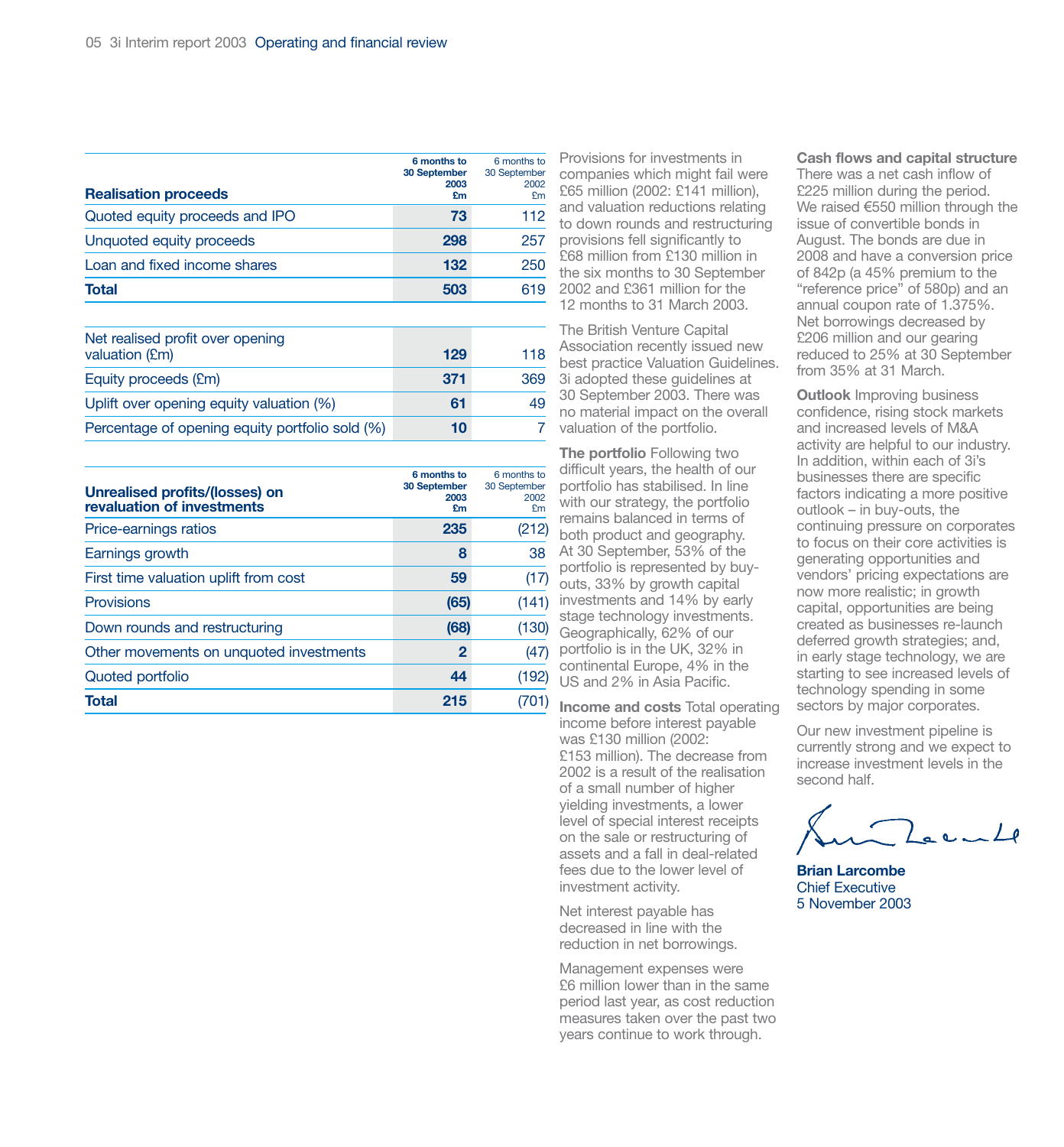| Realisation proceeds | 6 months to 30 September 2003 £m | 6 months to 30 September 2002 £m |
|---|---|---|
| Quoted equity proceeds and IPO | **73** | 112 |
| Unquoted equity proceeds | **298** | 257 |
| Loan and fixed income shares | **132** | 250 |
| **Total** | **503** | 619 |

| | | |
|---|---|---|
| Net realised profit over opening valuation (£m) | **129** | 118 |
| Equity proceeds (£m) | **371** | 369 |
| Uplift over opening equity valuation (%) | **61** | 49 |
| Percentage of opening equity portfolio sold (%) | **10** | 7 |

| Unrealised profits/(losses) on revaluation of investments | 6 months to 30 September 2003 £m | 6 months to 30 September 2002 £m |
|---|---|---|
| Price-earnings ratios | **235** | (212) |
| Earnings growth | **8** | 38 |
| First time valuation uplift from cost | **59** | (17) |
| Provisions | **(65)** | (141) |
| Down rounds and restructuring | **(68)** | (130) |
| Other movements on unquoted investments | **2** | (47) |
| Quoted portfolio | **44** | (192) |
| **Total** | **215** | (701) |

Provisions for investments in companies which might fail were £65 million (2002: £141 million), and valuation reductions relating to down rounds and restructuring provisions fell significantly to £68 million from £130 million in the six months to 30 September 2002 and £361 million for the 12 months to 31 March 2003.

The British Venture Capital Association recently issued new best practice Valuation Guidelines. 3i adopted these guidelines at 30 September 2003. There was no material impact on the overall valuation of the portfolio.

**The portfolio** Following two difficult years, the health of our portfolio has stabilised. In line with our strategy, the portfolio remains balanced in terms of both product and geography. At 30 September, 53% of the portfolio is represented by buy-outs, 33% by growth capital investments and 14% by early stage technology investments. Geographically, 62% of our portfolio is in the UK, 32% in continental Europe, 4% in the US and 2% in Asia Pacific.

**Income and costs** Total operating income before interest payable was £130 million (2002: £153 million). The decrease from 2002 is a result of the realisation of a small number of higher yielding investments, a lower level of special interest receipts on the sale or restructuring of assets and a fall in deal-related fees due to the lower level of investment activity.

Net interest payable has decreased in line with the reduction in net borrowings.

Management expenses were £6 million lower than in the same period last year, as cost reduction measures taken over the past two years continue to work through.

**Cash flows and capital structure** There was a net cash inflow of £225 million during the period. We raised €550 million through the issue of convertible bonds in August. The bonds are due in 2008 and have a conversion price of 842p (a 45% premium to the "reference price" of 580p) and an annual coupon rate of 1.375%. Net borrowings decreased by £206 million and our gearing reduced to 25% at 30 September from 35% at 31 March.

**Outlook** Improving business confidence, rising stock markets and increased levels of M&A activity are helpful to our industry. In addition, within each of 3i's businesses there are specific factors indicating a more positive outlook – in buy-outs, the continuing pressure on corporates to focus on their core activities is generating opportunities and vendors' pricing expectations are now more realistic; in growth capital, opportunities are being created as businesses re-launch deferred growth strategies; and, in early stage technology, we are starting to see increased levels of technology spending in some sectors by major corporates.

Our new investment pipeline is currently strong and we expect to increase investment levels in the second half.

**Brian Larcombe**
Chief Executive
5 November 2003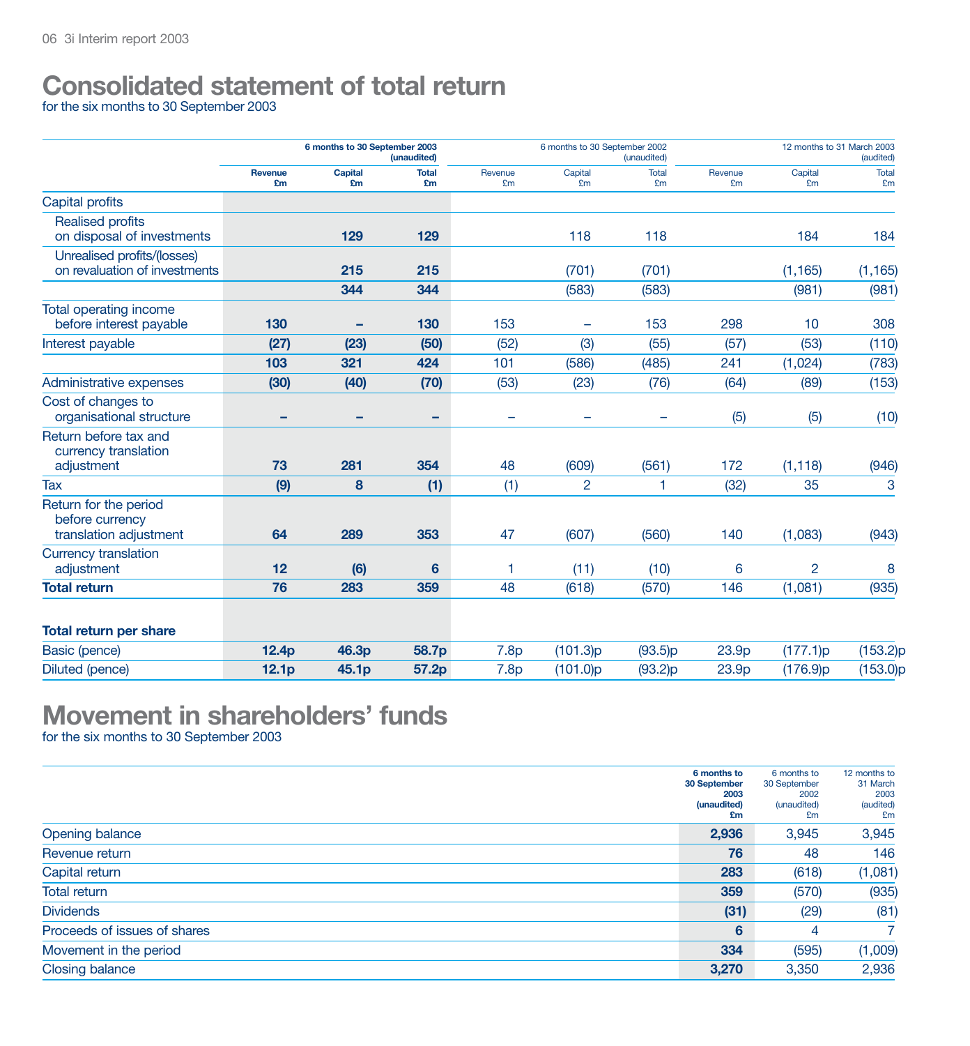# Consolidated statement of total return

for the six months to 30 September 2003

| | 6 months to 30 September 2003 (unaudited) | | | 6 months to 30 September 2002 (unaudited) | | | 12 months to 31 March 2003 (audited) | | |
|---|---|---|---|---|---|---|---|---|---|
| | Revenue £m | Capital £m | Total £m | Revenue £m | Capital £m | Total £m | Revenue £m | Capital £m | Total £m |
| Capital profits | | | | | | | | | |
| Realised profits on disposal of investments | | **129** | **129** | | 118 | 118 | | 184 | 184 |
| Unrealised profits/(losses) on revaluation of investments | | **215** | **215** | | (701) | (701) | | (1,165) | (1,165) |
| | | **344** | **344** | | (583) | (583) | | (981) | (981) |
| Total operating income before interest payable | **130** | **–** | **130** | 153 | – | 153 | 298 | 10 | 308 |
| Interest payable | **(27)** | **(23)** | **(50)** | (52) | (3) | (55) | (57) | (53) | (110) |
| | **103** | **321** | **424** | 101 | (586) | (485) | 241 | (1,024) | (783) |
| Administrative expenses | **(30)** | **(40)** | **(70)** | (53) | (23) | (76) | (64) | (89) | (153) |
| Cost of changes to organisational structure | **–** | **–** | **–** | – | – | – | (5) | (5) | (10) |
| Return before tax and currency translation adjustment | **73** | **281** | **354** | 48 | (609) | (561) | 172 | (1,118) | (946) |
| Tax | **(9)** | **8** | **(1)** | (1) | 2 | 1 | (32) | 35 | 3 |
| Return for the period before currency translation adjustment | **64** | **289** | **353** | 47 | (607) | (560) | 140 | (1,083) | (943) |
| Currency translation adjustment | **12** | **(6)** | **6** | 1 | (11) | (10) | 6 | 2 | 8 |
| **Total return** | **76** | **283** | **359** | 48 | (618) | (570) | 146 | (1,081) | (935) |
| **Total return per share** | | | | | | | | | |
| Basic (pence) | **12.4p** | **46.3p** | **58.7p** | 7.8p | (101.3)p | (93.5)p | 23.9p | (177.1)p | (153.2)p |
| Diluted (pence) | **12.1p** | **45.1p** | **57.2p** | 7.8p | (101.0)p | (93.2)p | 23.9p | (176.9)p | (153.0)p |

# Movement in shareholders' funds

for the six months to 30 September 2003

| | **6 months to 30 September 2003 (unaudited) £m** | 6 months to 30 September 2002 (unaudited) £m | 12 months to 31 March 2003 (audited) £m |
|---|---|---|---|
| Opening balance | **2,936** | 3,945 | 3,945 |
| Revenue return | **76** | 48 | 146 |
| Capital return | **283** | (618) | (1,081) |
| Total return | **359** | (570) | (935) |
| Dividends | **(31)** | (29) | (81) |
| Proceeds of issues of shares | **6** | 4 | 7 |
| Movement in the period | **334** | (595) | (1,009) |
| Closing balance | **3,270** | 3,350 | 2,936 |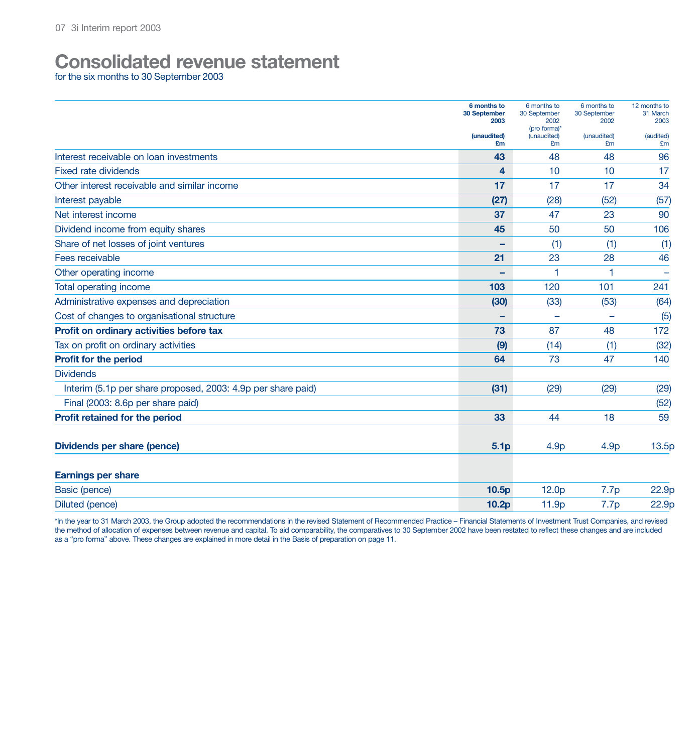# Consolidated revenue statement

for the six months to 30 September 2003

| | 6 months to 30 September 2003 (unaudited) £m | 6 months to 30 September 2002 (pro forma)* (unaudited) £m | 6 months to 30 September 2002 (unaudited) £m | 12 months to 31 March 2003 (audited) £m |
|---|---|---|---|---|
| Interest receivable on loan investments | **43** | 48 | 48 | 96 |
| Fixed rate dividends | **4** | 10 | 10 | 17 |
| Other interest receivable and similar income | **17** | 17 | 17 | 34 |
| Interest payable | **(27)** | (28) | (52) | (57) |
| Net interest income | **37** | 47 | 23 | 90 |
| Dividend income from equity shares | **45** | 50 | 50 | 106 |
| Share of net losses of joint ventures | **–** | (1) | (1) | (1) |
| Fees receivable | **21** | 23 | 28 | 46 |
| Other operating income | **–** | 1 | 1 | – |
| Total operating income | **103** | 120 | 101 | 241 |
| Administrative expenses and depreciation | **(30)** | (33) | (53) | (64) |
| Cost of changes to organisational structure | **–** | – | – | (5) |
| **Profit on ordinary activities before tax** | **73** | 87 | 48 | 172 |
| Tax on profit on ordinary activities | **(9)** | (14) | (1) | (32) |
| **Profit for the period** | **64** | 73 | 47 | 140 |
| Dividends | | | | |
| Interim (5.1p per share proposed, 2003: 4.9p per share paid) | **(31)** | (29) | (29) | (29) |
| Final (2003: 8.6p per share paid) | | | | (52) |
| **Profit retained for the period** | **33** | 44 | 18 | 59 |
| **Dividends per share (pence)** | **5.1p** | 4.9p | 4.9p | 13.5p |
| **Earnings per share** | | | | |
| Basic (pence) | **10.5p** | 12.0p | 7.7p | 22.9p |
| Diluted (pence) | **10.2p** | 11.9p | 7.7p | 22.9p |

*In the year to 31 March 2003, the Group adopted the recommendations in the revised Statement of Recommended Practice – Financial Statements of Investment Trust Companies, and revised the method of allocation of expenses between revenue and capital. To aid comparability, the comparatives to 30 September 2002 have been restated to reflect these changes and are included as a "pro forma" above. These changes are explained in more detail in the Basis of preparation on page 11.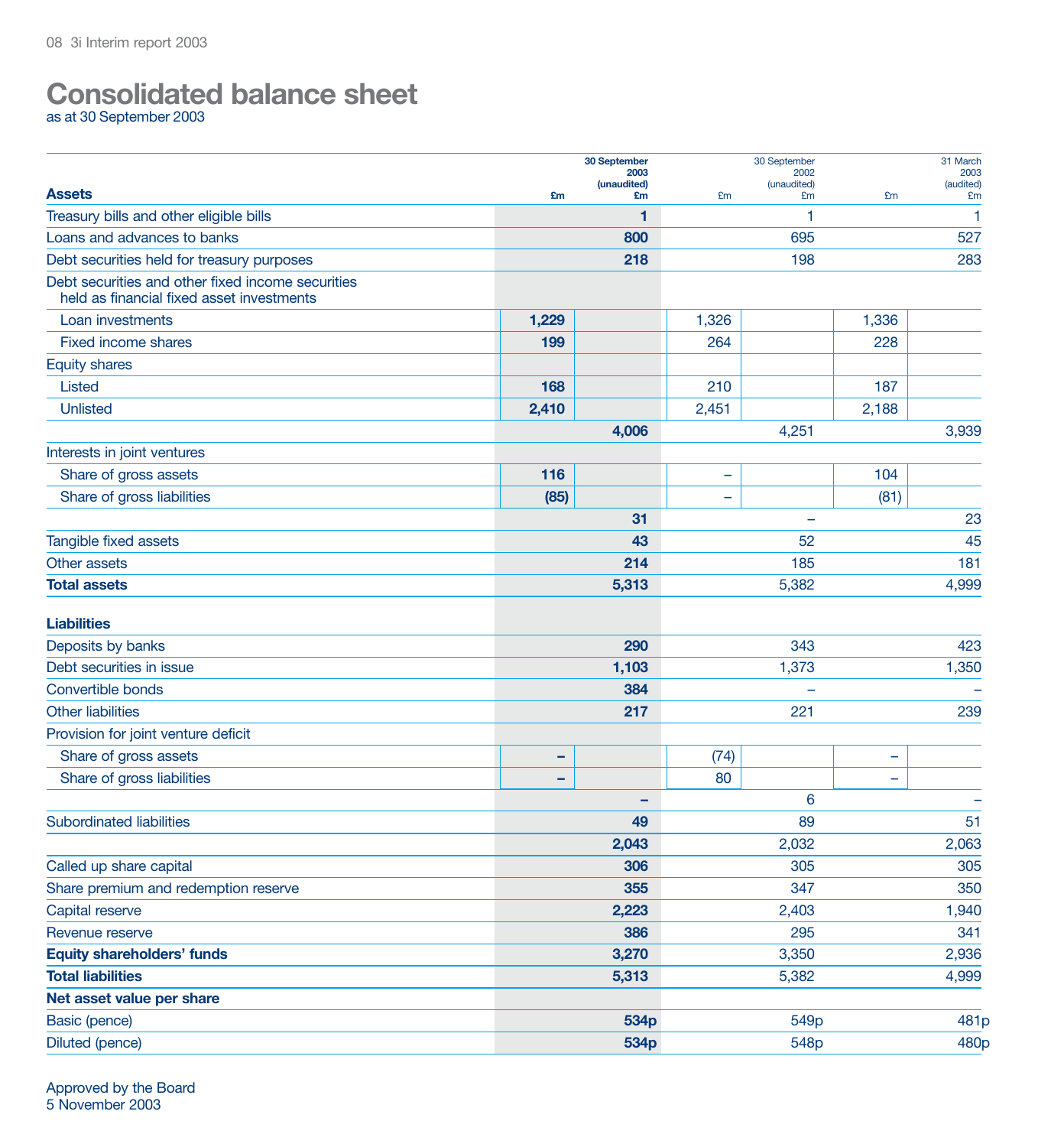# Consolidated balance sheet

as at 30 September 2003

| Assets | £m | 30 September 2003 (unaudited) £m | £m | 30 September 2002 (unaudited) £m | £m | 31 March 2003 (audited) £m |
|---|---|---|---|---|---|---|
| Treasury bills and other eligible bills | | **1** | | 1 | | 1 |
| Loans and advances to banks | | **800** | | 695 | | 527 |
| Debt securities held for treasury purposes | | **218** | | 198 | | 283 |
| Debt securities and other fixed income securities held as financial fixed asset investments | | | | | | |
| Loan investments | **1,229** | | 1,326 | | 1,336 | |
| Fixed income shares | **199** | | 264 | | 228 | |
| Equity shares | | | | | | |
| Listed | **168** | | 210 | | 187 | |
| Unlisted | **2,410** | | 2,451 | | 2,188 | |
| | | **4,006** | | 4,251 | | 3,939 |
| Interests in joint ventures | | | | | | |
| Share of gross assets | **116** | | – | | 104 | |
| Share of gross liabilities | **(85)** | | – | | (81) | |
| | | **31** | | – | | 23 |
| Tangible fixed assets | | **43** | | 52 | | 45 |
| Other assets | | **214** | | 185 | | 181 |
| **Total assets** | | **5,313** | | 5,382 | | 4,999 |
| **Liabilities** | | | | | | |
| Deposits by banks | | **290** | | 343 | | 423 |
| Debt securities in issue | | **1,103** | | 1,373 | | 1,350 |
| Convertible bonds | | **384** | | – | | – |
| Other liabilities | | **217** | | 221 | | 239 |
| Provision for joint venture deficit | | | | | | |
| Share of gross assets | **–** | | (74) | | – | |
| Share of gross liabilities | **–** | | 80 | | – | |
| | | **–** | | 6 | | – |
| Subordinated liabilities | | **49** | | 89 | | 51 |
| | | **2,043** | | 2,032 | | 2,063 |
| Called up share capital | | **306** | | 305 | | 305 |
| Share premium and redemption reserve | | **355** | | 347 | | 350 |
| Capital reserve | | **2,223** | | 2,403 | | 1,940 |
| Revenue reserve | | **386** | | 295 | | 341 |
| **Equity shareholders' funds** | | **3,270** | | 3,350 | | 2,936 |
| **Total liabilities** | | **5,313** | | 5,382 | | 4,999 |
| **Net asset value per share** | | | | | | |
| Basic (pence) | | **534p** | | 549p | | 481p |
| Diluted (pence) | | **534p** | | 548p | | 480p |

Approved by the Board
5 November 2003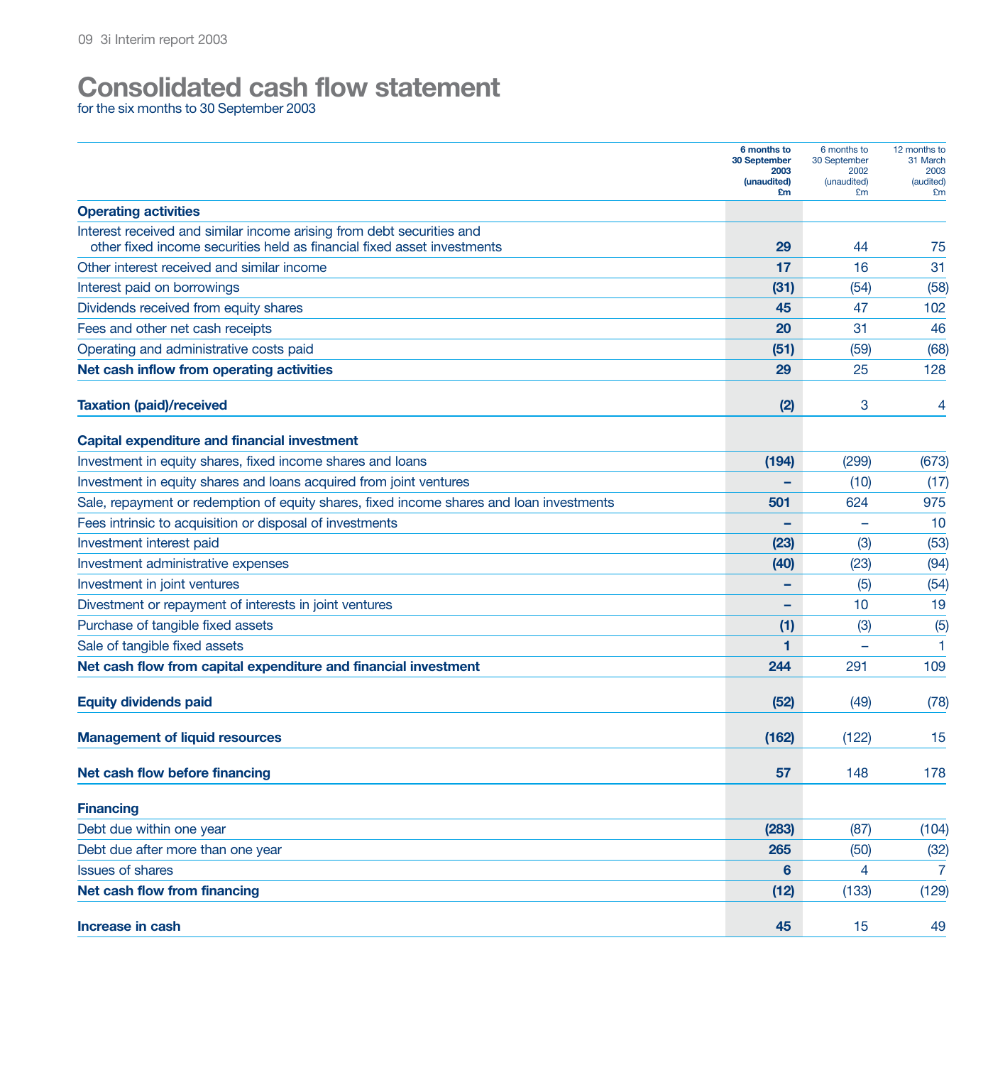# Consolidated cash flow statement

for the six months to 30 September 2003

| | **6 months to 30 September 2003 (unaudited) £m** | 6 months to 30 September 2002 (unaudited) £m | 12 months to 31 March 2003 (audited) £m |
|---|---|---|---|
| **Operating activities** | | | |
| Interest received and similar income arising from debt securities and other fixed income securities held as financial fixed asset investments | **29** | 44 | 75 |
| Other interest received and similar income | **17** | 16 | 31 |
| Interest paid on borrowings | **(31)** | (54) | (58) |
| Dividends received from equity shares | **45** | 47 | 102 |
| Fees and other net cash receipts | **20** | 31 | 46 |
| Operating and administrative costs paid | **(51)** | (59) | (68) |
| **Net cash inflow from operating activities** | **29** | 25 | 128 |
| **Taxation (paid)/received** | **(2)** | 3 | 4 |
| **Capital expenditure and financial investment** | | | |
| Investment in equity shares, fixed income shares and loans | **(194)** | (299) | (673) |
| Investment in equity shares and loans acquired from joint ventures | **–** | (10) | (17) |
| Sale, repayment or redemption of equity shares, fixed income shares and loan investments | **501** | 624 | 975 |
| Fees intrinsic to acquisition or disposal of investments | **–** | – | 10 |
| Investment interest paid | **(23)** | (3) | (53) |
| Investment administrative expenses | **(40)** | (23) | (94) |
| Investment in joint ventures | **–** | (5) | (54) |
| Divestment or repayment of interests in joint ventures | **–** | 10 | 19 |
| Purchase of tangible fixed assets | **(1)** | (3) | (5) |
| Sale of tangible fixed assets | **1** | – | 1 |
| **Net cash flow from capital expenditure and financial investment** | **244** | 291 | 109 |
| **Equity dividends paid** | **(52)** | (49) | (78) |
| **Management of liquid resources** | **(162)** | (122) | 15 |
| **Net cash flow before financing** | **57** | 148 | 178 |
| **Financing** | | | |
| Debt due within one year | **(283)** | (87) | (104) |
| Debt due after more than one year | **265** | (50) | (32) |
| Issues of shares | **6** | 4 | 7 |
| **Net cash flow from financing** | **(12)** | (133) | (129) |
| **Increase in cash** | **45** | 15 | 49 |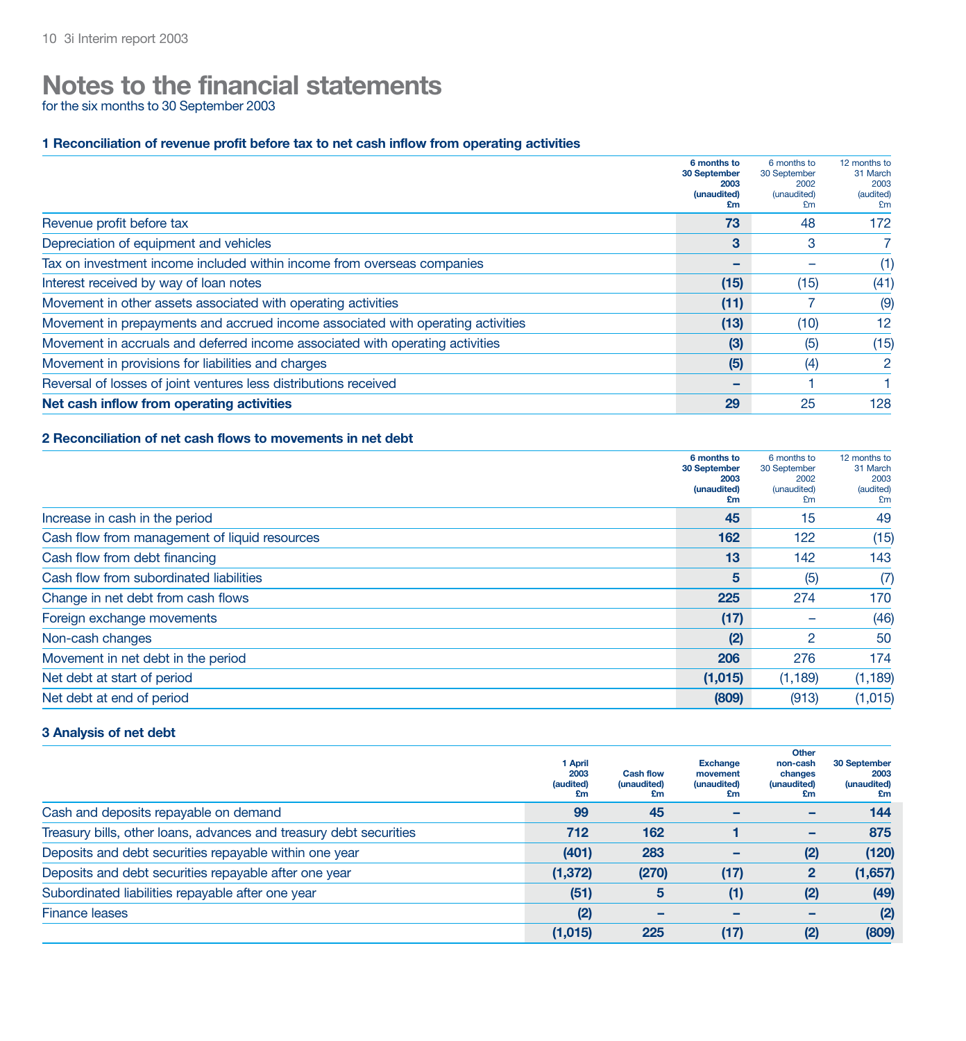# Notes to the financial statements

for the six months to 30 September 2003

### 1 Reconciliation of revenue profit before tax to net cash inflow from operating activities

| | 6 months to 30 September 2003 (unaudited) £m | 6 months to 30 September 2002 (unaudited) £m | 12 months to 31 March 2003 (audited) £m |
|---|---|---|---|
| Revenue profit before tax | **73** | 48 | 172 |
| Depreciation of equipment and vehicles | **3** | 3 | 7 |
| Tax on investment income included within income from overseas companies | **–** | – | (1) |
| Interest received by way of loan notes | **(15)** | (15) | (41) |
| Movement in other assets associated with operating activities | **(11)** | 7 | (9) |
| Movement in prepayments and accrued income associated with operating activities | **(13)** | (10) | 12 |
| Movement in accruals and deferred income associated with operating activities | **(3)** | (5) | (15) |
| Movement in provisions for liabilities and charges | **(5)** | (4) | 2 |
| Reversal of losses of joint ventures less distributions received | **–** | 1 | 1 |
| **Net cash inflow from operating activities** | **29** | 25 | 128 |

### 2 Reconciliation of net cash flows to movements in net debt

| | 6 months to 30 September 2003 (unaudited) £m | 6 months to 30 September 2002 (unaudited) £m | 12 months to 31 March 2003 (audited) £m |
|---|---|---|---|
| Increase in cash in the period | **45** | 15 | 49 |
| Cash flow from management of liquid resources | **162** | 122 | (15) |
| Cash flow from debt financing | **13** | 142 | 143 |
| Cash flow from subordinated liabilities | **5** | (5) | (7) |
| Change in net debt from cash flows | **225** | 274 | 170 |
| Foreign exchange movements | **(17)** | – | (46) |
| Non-cash changes | **(2)** | 2 | 50 |
| Movement in net debt in the period | **206** | 276 | 174 |
| Net debt at start of period | **(1,015)** | (1,189) | (1,189) |
| Net debt at end of period | **(809)** | (913) | (1,015) |

### 3 Analysis of net debt

| | 1 April 2003 (audited) £m | Cash flow (unaudited) £m | Exchange movement (unaudited) £m | Other non-cash changes (unaudited) £m | 30 September 2003 (unaudited) £m |
|---|---|---|---|---|---|
| Cash and deposits repayable on demand | **99** | **45** | **–** | **–** | **144** |
| Treasury bills, other loans, advances and treasury debt securities | **712** | **162** | **1** | **–** | **875** |
| Deposits and debt securities repayable within one year | **(401)** | **283** | **–** | **(2)** | **(120)** |
| Deposits and debt securities repayable after one year | **(1,372)** | **(270)** | **(17)** | **2** | **(1,657)** |
| Subordinated liabilities repayable after one year | **(51)** | **5** | **(1)** | **(2)** | **(49)** |
| Finance leases | **(2)** | **–** | **–** | **–** | **(2)** |
| | **(1,015)** | **225** | **(17)** | **(2)** | **(809)** |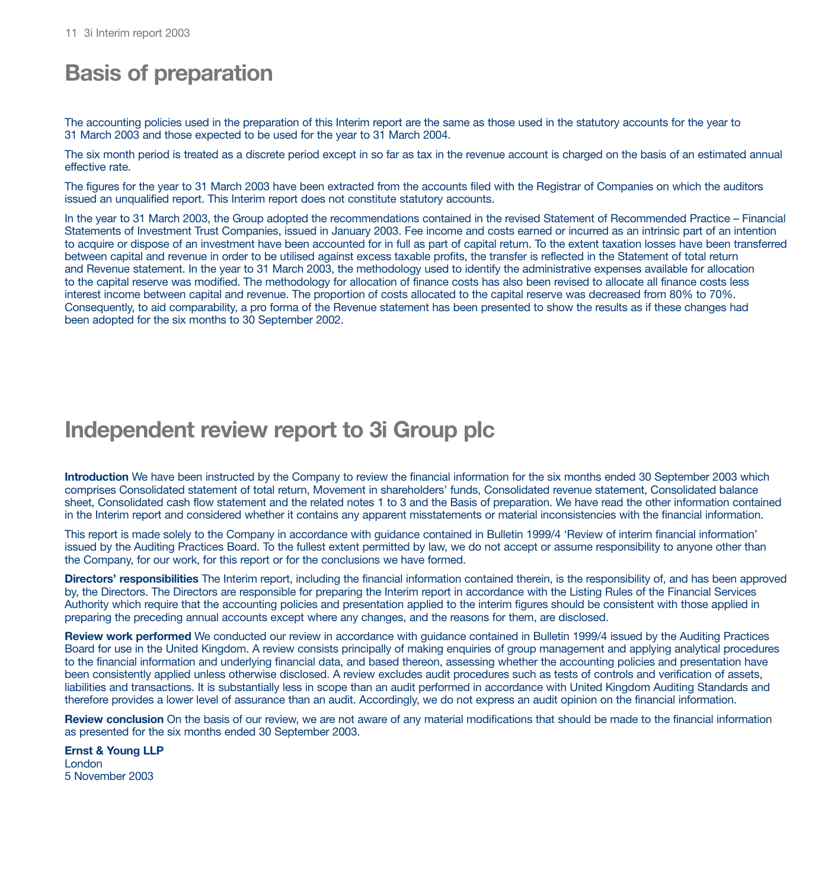# Basis of preparation

The accounting policies used in the preparation of this Interim report are the same as those used in the statutory accounts for the year to 31 March 2003 and those expected to be used for the year to 31 March 2004.

The six month period is treated as a discrete period except in so far as tax in the revenue account is charged on the basis of an estimated annual effective rate.

The figures for the year to 31 March 2003 have been extracted from the accounts filed with the Registrar of Companies on which the auditors issued an unqualified report. This Interim report does not constitute statutory accounts.

In the year to 31 March 2003, the Group adopted the recommendations contained in the revised Statement of Recommended Practice – Financial Statements of Investment Trust Companies, issued in January 2003. Fee income and costs earned or incurred as an intrinsic part of an intention to acquire or dispose of an investment have been accounted for in full as part of capital return. To the extent taxation losses have been transferred between capital and revenue in order to be utilised against excess taxable profits, the transfer is reflected in the Statement of total return and Revenue statement. In the year to 31 March 2003, the methodology used to identify the administrative expenses available for allocation to the capital reserve was modified. The methodology for allocation of finance costs has also been revised to allocate all finance costs less interest income between capital and revenue. The proportion of costs allocated to the capital reserve was decreased from 80% to 70%. Consequently, to aid comparability, a pro forma of the Revenue statement has been presented to show the results as if these changes had been adopted for the six months to 30 September 2002.

# Independent review report to 3i Group plc

**Introduction** We have been instructed by the Company to review the financial information for the six months ended 30 September 2003 which comprises Consolidated statement of total return, Movement in shareholders' funds, Consolidated revenue statement, Consolidated balance sheet, Consolidated cash flow statement and the related notes 1 to 3 and the Basis of preparation. We have read the other information contained in the Interim report and considered whether it contains any apparent misstatements or material inconsistencies with the financial information.

This report is made solely to the Company in accordance with guidance contained in Bulletin 1999/4 'Review of interim financial information' issued by the Auditing Practices Board. To the fullest extent permitted by law, we do not accept or assume responsibility to anyone other than the Company, for our work, for this report or for the conclusions we have formed.

**Directors' responsibilities** The Interim report, including the financial information contained therein, is the responsibility of, and has been approved by, the Directors. The Directors are responsible for preparing the Interim report in accordance with the Listing Rules of the Financial Services Authority which require that the accounting policies and presentation applied to the interim figures should be consistent with those applied in preparing the preceding annual accounts except where any changes, and the reasons for them, are disclosed.

**Review work performed** We conducted our review in accordance with guidance contained in Bulletin 1999/4 issued by the Auditing Practices Board for use in the United Kingdom. A review consists principally of making enquiries of group management and applying analytical procedures to the financial information and underlying financial data, and based thereon, assessing whether the accounting policies and presentation have been consistently applied unless otherwise disclosed. A review excludes audit procedures such as tests of controls and verification of assets, liabilities and transactions. It is substantially less in scope than an audit performed in accordance with United Kingdom Auditing Standards and therefore provides a lower level of assurance than an audit. Accordingly, we do not express an audit opinion on the financial information.

**Review conclusion** On the basis of our review, we are not aware of any material modifications that should be made to the financial information as presented for the six months ended 30 September 2003.

**Ernst & Young LLP**
London
5 November 2003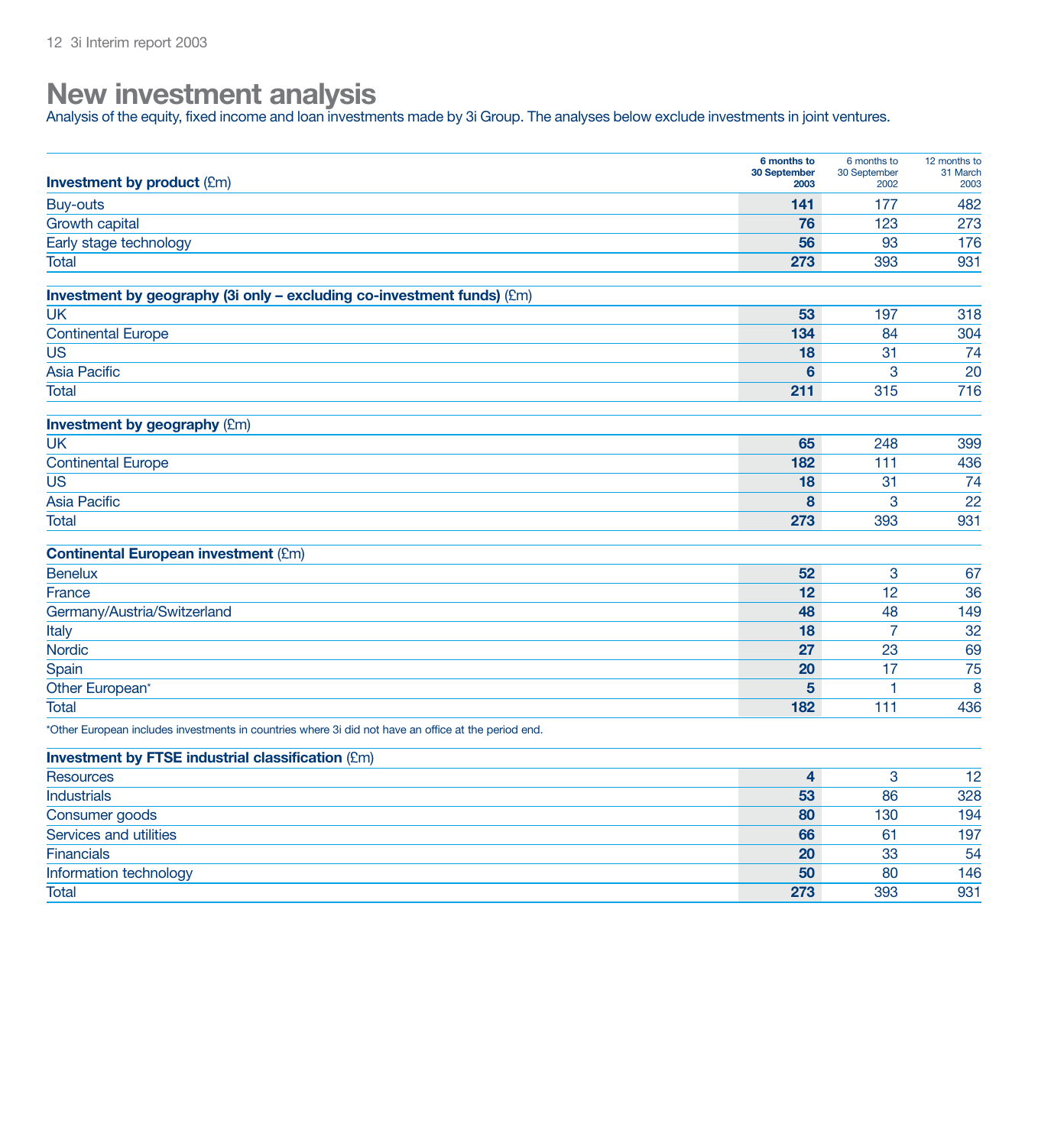# New investment analysis

Analysis of the equity, fixed income and loan investments made by 3i Group. The analyses below exclude investments in joint ventures.

| **Investment by product** (£m) | **6 months to 30 September 2003** | 6 months to 30 September 2002 | 12 months to 31 March 2003 |
|---|---|---|---|
| Buy-outs | **141** | 177 | 482 |
| Growth capital | **76** | 123 | 273 |
| Early stage technology | **56** | 93 | 176 |
| Total | **273** | 393 | 931 |

| **Investment by geography (3i only – excluding co-investment funds)** (£m) | | | |
|---|---|---|---|
| UK | **53** | 197 | 318 |
| Continental Europe | **134** | 84 | 304 |
| US | **18** | 31 | 74 |
| Asia Pacific | **6** | 3 | 20 |
| Total | **211** | 315 | 716 |

| **Investment by geography** (£m) | | | |
|---|---|---|---|
| UK | **65** | 248 | 399 |
| Continental Europe | **182** | 111 | 436 |
| US | **18** | 31 | 74 |
| Asia Pacific | **8** | 3 | 22 |
| Total | **273** | 393 | 931 |

| **Continental European investment** (£m) | | | |
|---|---|---|---|
| Benelux | **52** | 3 | 67 |
| France | **12** | 12 | 36 |
| Germany/Austria/Switzerland | **48** | 48 | 149 |
| Italy | **18** | 7 | 32 |
| Nordic | **27** | 23 | 69 |
| Spain | **20** | 17 | 75 |
| Other European* | **5** | 1 | 8 |
| Total | **182** | 111 | 436 |

*Other European includes investments in countries where 3i did not have an office at the period end.

| **Investment by FTSE industrial classification** (£m) | | | |
|---|---|---|---|
| Resources | **4** | 3 | 12 |
| Industrials | **53** | 86 | 328 |
| Consumer goods | **80** | 130 | 194 |
| Services and utilities | **66** | 61 | 197 |
| Financials | **20** | 33 | 54 |
| Information technology | **50** | 80 | 146 |
| Total | **273** | 393 | 931 |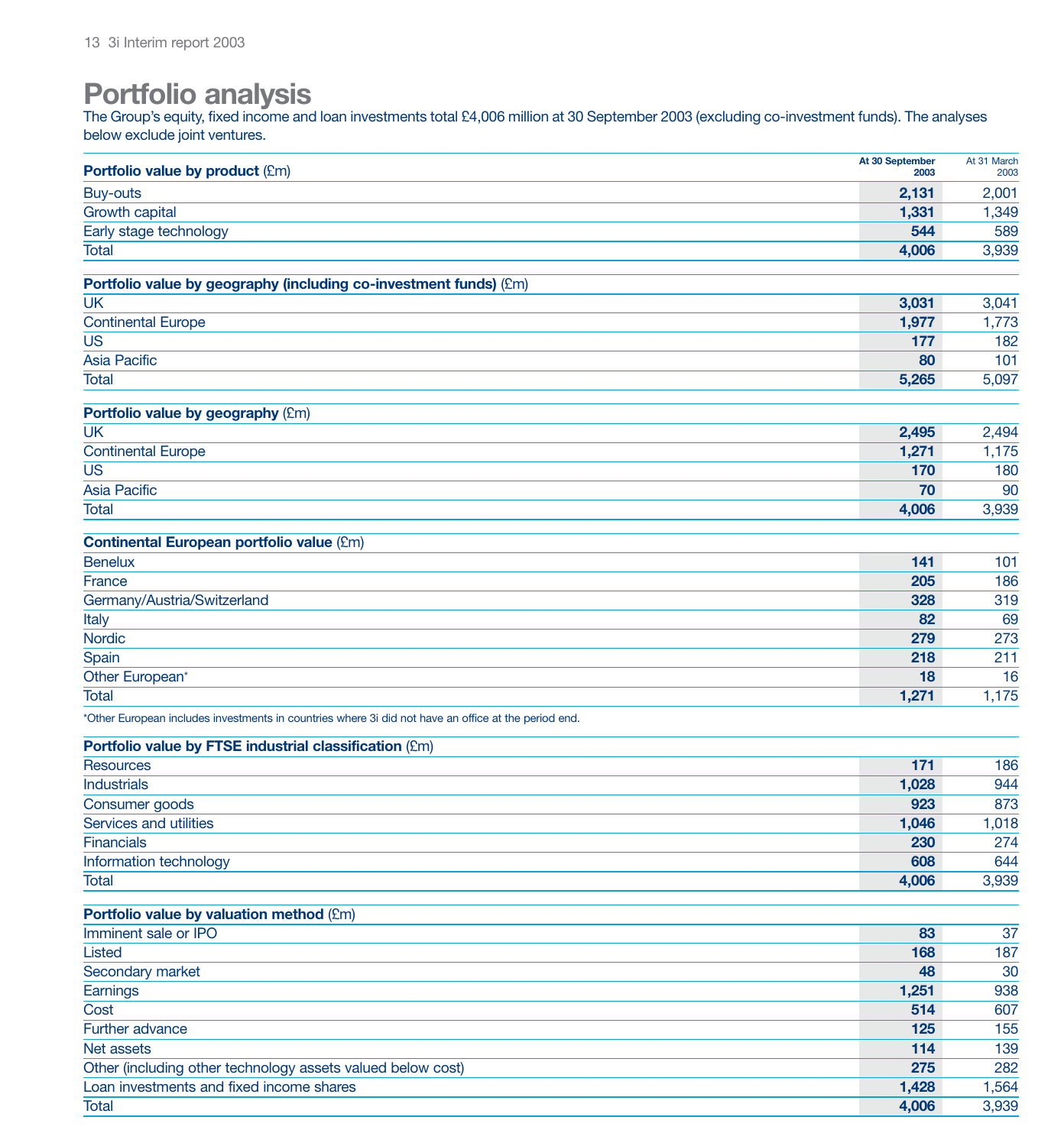# Portfolio analysis

The Group's equity, fixed income and loan investments total £4,006 million at 30 September 2003 (excluding co-investment funds). The analyses below exclude joint ventures.

| **Portfolio value by product** (£m) | At 30 September 2003 | At 31 March 2003 |
|---|---|---|
| Buy-outs | **2,131** | 2,001 |
| Growth capital | **1,331** | 1,349 |
| Early stage technology | **544** | 589 |
| Total | **4,006** | 3,939 |

| **Portfolio value by geography (including co-investment funds)** (£m) | At 30 September 2003 | At 31 March 2003 |
|---|---|---|
| UK | **3,031** | 3,041 |
| Continental Europe | **1,977** | 1,773 |
| US | **177** | 182 |
| Asia Pacific | **80** | 101 |
| Total | **5,265** | 5,097 |

| **Portfolio value by geography** (£m) | At 30 September 2003 | At 31 March 2003 |
|---|---|---|
| UK | **2,495** | 2,494 |
| Continental Europe | **1,271** | 1,175 |
| US | **170** | 180 |
| Asia Pacific | **70** | 90 |
| Total | **4,006** | 3,939 |

| **Continental European portfolio value** (£m) | At 30 September 2003 | At 31 March 2003 |
|---|---|---|
| Benelux | **141** | 101 |
| France | **205** | 186 |
| Germany/Austria/Switzerland | **328** | 319 |
| Italy | **82** | 69 |
| Nordic | **279** | 273 |
| Spain | **218** | 211 |
| Other European* | **18** | 16 |
| Total | **1,271** | 1,175 |

*Other European includes investments in countries where 3i did not have an office at the period end.

| **Portfolio value by FTSE industrial classification** (£m) | At 30 September 2003 | At 31 March 2003 |
|---|---|---|
| Resources | **171** | 186 |
| Industrials | **1,028** | 944 |
| Consumer goods | **923** | 873 |
| Services and utilities | **1,046** | 1,018 |
| Financials | **230** | 274 |
| Information technology | **608** | 644 |
| Total | **4,006** | 3,939 |

| **Portfolio value by valuation method** (£m) | At 30 September 2003 | At 31 March 2003 |
|---|---|---|
| Imminent sale or IPO | **83** | 37 |
| Listed | **168** | 187 |
| Secondary market | **48** | 30 |
| Earnings | **1,251** | 938 |
| Cost | **514** | 607 |
| Further advance | **125** | 155 |
| Net assets | **114** | 139 |
| Other (including other technology assets valued below cost) | **275** | 282 |
| Loan investments and fixed income shares | **1,428** | 1,564 |
| Total | **4,006** | 3,939 |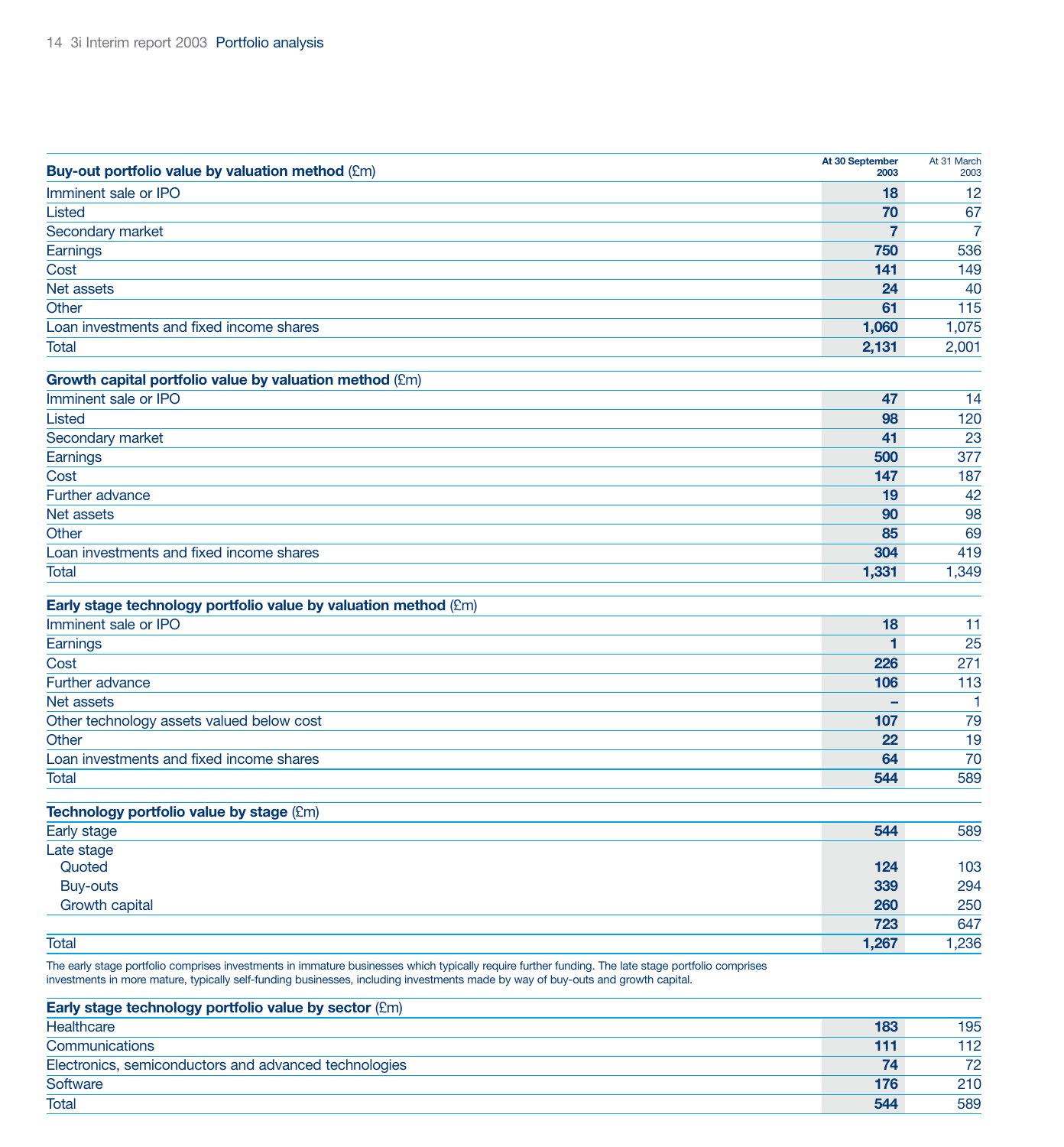| Buy-out portfolio value by valuation method (£m) | At 30 September 2003 | At 31 March 2003 |
|---|---|---|
| Imminent sale or IPO | **18** | 12 |
| Listed | **70** | 67 |
| Secondary market | **7** | 7 |
| Earnings | **750** | 536 |
| Cost | **141** | 149 |
| Net assets | **24** | 40 |
| Other | **61** | 115 |
| Loan investments and fixed income shares | **1,060** | 1,075 |
| Total | **2,131** | 2,001 |

| Growth capital portfolio value by valuation method (£m) | At 30 September 2003 | At 31 March 2003 |
|---|---|---|
| Imminent sale or IPO | **47** | 14 |
| Listed | **98** | 120 |
| Secondary market | **41** | 23 |
| Earnings | **500** | 377 |
| Cost | **147** | 187 |
| Further advance | **19** | 42 |
| Net assets | **90** | 98 |
| Other | **85** | 69 |
| Loan investments and fixed income shares | **304** | 419 |
| Total | **1,331** | 1,349 |

| Early stage technology portfolio value by valuation method (£m) | At 30 September 2003 | At 31 March 2003 |
|---|---|---|
| Imminent sale or IPO | **18** | 11 |
| Earnings | **1** | 25 |
| Cost | **226** | 271 |
| Further advance | **106** | 113 |
| Net assets | **–** | 1 |
| Other technology assets valued below cost | **107** | 79 |
| Other | **22** | 19 |
| Loan investments and fixed income shares | **64** | 70 |
| Total | **544** | 589 |

| Technology portfolio value by stage (£m) | At 30 September 2003 | At 31 March 2003 |
|---|---|---|
| Early stage | **544** | 589 |
| Late stage | | |
| Quoted | **124** | 103 |
| Buy-outs | **339** | 294 |
| Growth capital | **260** | 250 |
| | **723** | 647 |
| Total | **1,267** | 1,236 |

The early stage portfolio comprises investments in immature businesses which typically require further funding. The late stage portfolio comprises investments in more mature, typically self-funding businesses, including investments made by way of buy-outs and growth capital.

| Early stage technology portfolio value by sector (£m) | At 30 September 2003 | At 31 March 2003 |
|---|---|---|
| Healthcare | **183** | 195 |
| Communications | **111** | 112 |
| Electronics, semiconductors and advanced technologies | **74** | 72 |
| Software | **176** | 210 |
| Total | **544** | 589 |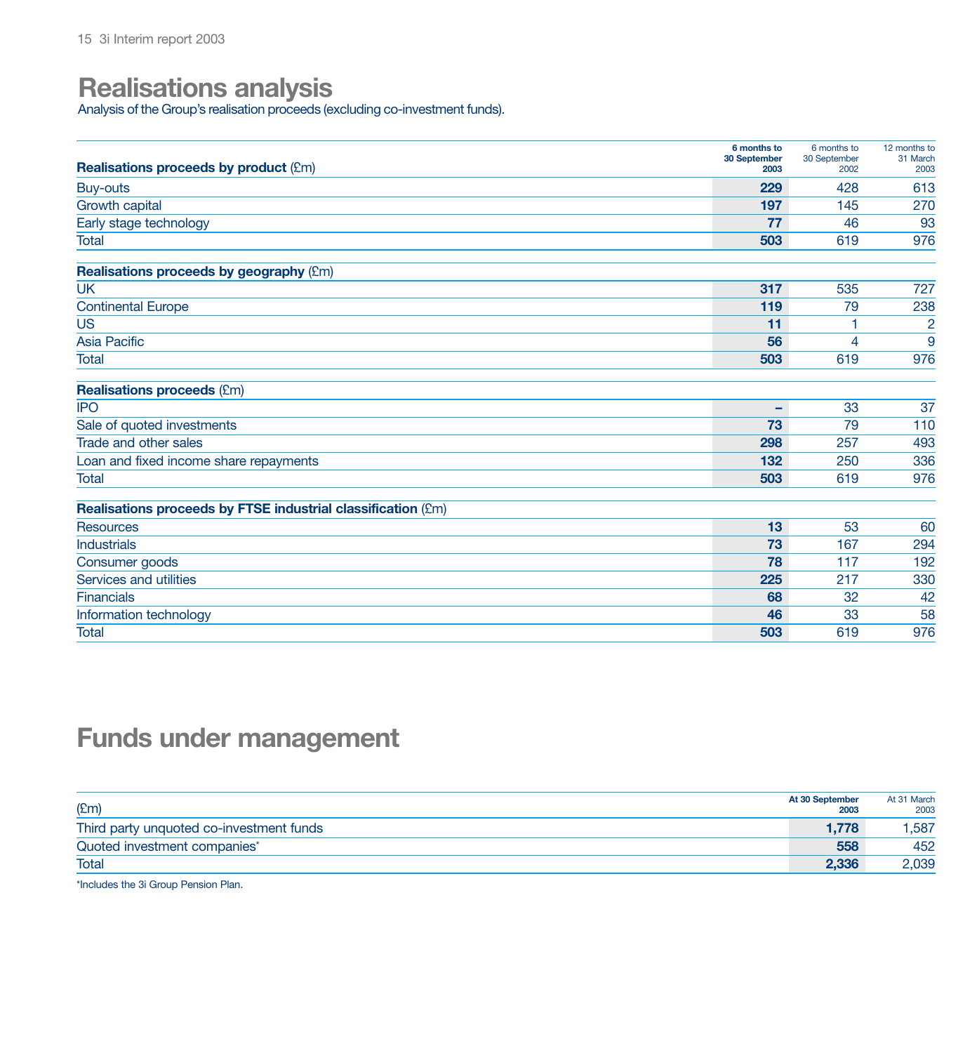# Realisations analysis

Analysis of the Group's realisation proceeds (excluding co-investment funds).

| Realisations proceeds by product (£m) | 6 months to 30 September 2003 | 6 months to 30 September 2002 | 12 months to 31 March 2003 |
|---|---|---|---|
| Buy-outs | **229** | 428 | 613 |
| Growth capital | **197** | 145 | 270 |
| Early stage technology | **77** | 46 | 93 |
| Total | **503** | 619 | 976 |

| Realisations proceeds by geography (£m) | 6 months to 30 September 2003 | 6 months to 30 September 2002 | 12 months to 31 March 2003 |
|---|---|---|---|
| UK | **317** | 535 | 727 |
| Continental Europe | **119** | 79 | 238 |
| US | **11** | 1 | 2 |
| Asia Pacific | **56** | 4 | 9 |
| Total | **503** | 619 | 976 |

| Realisations proceeds (£m) | 6 months to 30 September 2003 | 6 months to 30 September 2002 | 12 months to 31 March 2003 |
|---|---|---|---|
| IPO | **–** | 33 | 37 |
| Sale of quoted investments | **73** | 79 | 110 |
| Trade and other sales | **298** | 257 | 493 |
| Loan and fixed income share repayments | **132** | 250 | 336 |
| Total | **503** | 619 | 976 |

| Realisations proceeds by FTSE industrial classification (£m) | 6 months to 30 September 2003 | 6 months to 30 September 2002 | 12 months to 31 March 2003 |
|---|---|---|---|
| Resources | **13** | 53 | 60 |
| Industrials | **73** | 167 | 294 |
| Consumer goods | **78** | 117 | 192 |
| Services and utilities | **225** | 217 | 330 |
| Financials | **68** | 32 | 42 |
| Information technology | **46** | 33 | 58 |
| Total | **503** | 619 | 976 |

# Funds under management

| (£m) | At 30 September 2003 | At 31 March 2003 |
|---|---|---|
| Third party unquoted co-investment funds | **1,778** | 1,587 |
| Quoted investment companies* | **558** | 452 |
| Total | **2,336** | 2,039 |

*Includes the 3i Group Pension Plan.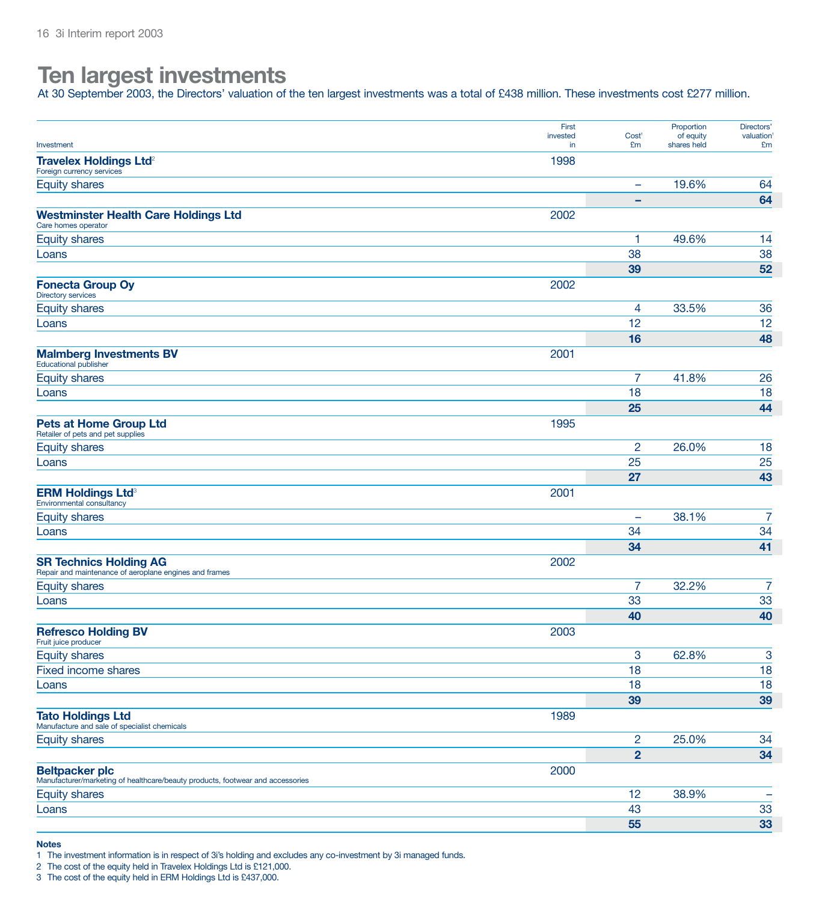# Ten largest investments

At 30 September 2003, the Directors' valuation of the ten largest investments was a total of £438 million. These investments cost £277 million.

| Investment | First invested in | Cost[1] £m | Proportion of equity shares held | Directors' valuation[1] £m |
|---|---|---|---|---|
| **Travelex Holdings Ltd**[2] Foreign currency services | 1998 | | | |
| Equity shares | | – | 19.6% | 64 |
| | | **–** | | **64** |
| **Westminster Health Care Holdings Ltd** Care homes operator | 2002 | | | |
| Equity shares | | 1 | 49.6% | 14 |
| Loans | | 38 | | 38 |
| | | **39** | | **52** |
| **Fonecta Group Oy** Directory services | 2002 | | | |
| Equity shares | | 4 | 33.5% | 36 |
| Loans | | 12 | | 12 |
| | | **16** | | **48** |
| **Malmberg Investments BV** Educational publisher | 2001 | | | |
| Equity shares | | 7 | 41.8% | 26 |
| Loans | | 18 | | 18 |
| | | **25** | | **44** |
| **Pets at Home Group Ltd** Retailer of pets and pet supplies | 1995 | | | |
| Equity shares | | 2 | 26.0% | 18 |
| Loans | | 25 | | 25 |
| | | **27** | | **43** |
| **ERM Holdings Ltd**[3] Environmental consultancy | 2001 | | | |
| Equity shares | | – | 38.1% | 7 |
| Loans | | 34 | | 34 |
| | | **34** | | **41** |
| **SR Technics Holding AG** Repair and maintenance of aeroplane engines and frames | 2002 | | | |
| Equity shares | | 7 | 32.2% | 7 |
| Loans | | 33 | | 33 |
| | | **40** | | **40** |
| **Refresco Holding BV** Fruit juice producer | 2003 | | | |
| Equity shares | | 3 | 62.8% | 3 |
| Fixed income shares | | 18 | | 18 |
| Loans | | 18 | | 18 |
| | | **39** | | **39** |
| **Tato Holdings Ltd** Manufacture and sale of specialist chemicals | 1989 | | | |
| Equity shares | | 2 | 25.0% | 34 |
| | | **2** | | **34** |
| **Beltpacker plc** Manufacturer/marketing of healthcare/beauty products, footwear and accessories | 2000 | | | |
| Equity shares | | 12 | 38.9% | – |
| Loans | | 43 | | 33 |
| | | **55** | | **33** |

**Notes**

1 The investment information is in respect of 3i's holding and excludes any co-investment by 3i managed funds.

2 The cost of the equity held in Travelex Holdings Ltd is £121,000.

3 The cost of the equity held in ERM Holdings Ltd is £437,000.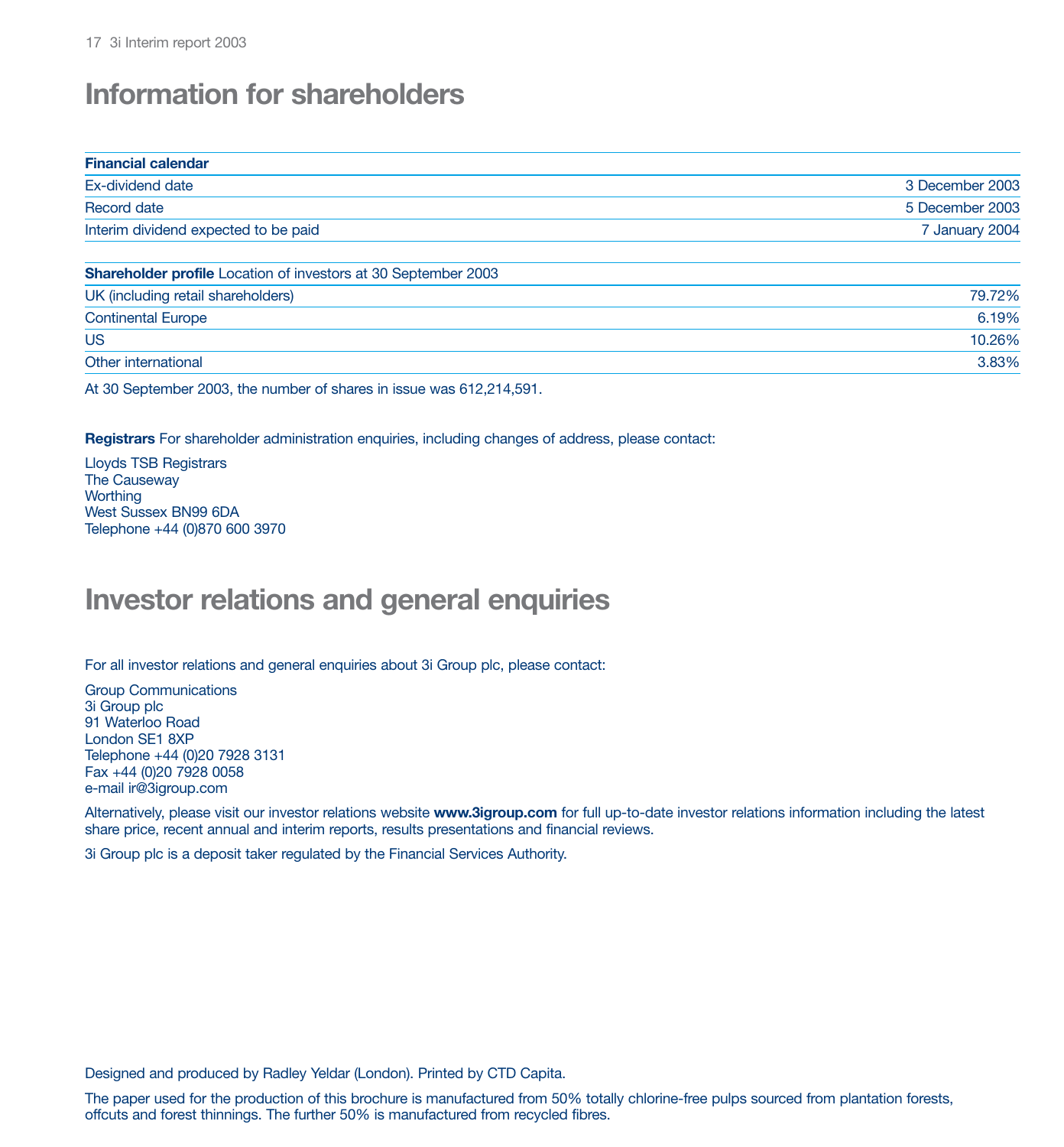# Information for shareholders

| **Financial calendar** | |
|---|---|
| Ex-dividend date | 3 December 2003 |
| Record date | 5 December 2003 |
| Interim dividend expected to be paid | 7 January 2004 |

| **Shareholder profile** Location of investors at 30 September 2003 | |
|---|---|
| UK (including retail shareholders) | 79.72% |
| Continental Europe | 6.19% |
| US | 10.26% |
| Other international | 3.83% |

At 30 September 2003, the number of shares in issue was 612,214,591.

**Registrars** For shareholder administration enquiries, including changes of address, please contact:

Lloyds TSB Registrars
The Causeway
Worthing
West Sussex BN99 6DA
Telephone +44 (0)870 600 3970

# Investor relations and general enquiries

For all investor relations and general enquiries about 3i Group plc, please contact:

Group Communications
3i Group plc
91 Waterloo Road
London SE1 8XP
Telephone +44 (0)20 7928 3131
Fax +44 (0)20 7928 0058
e-mail ir@3igroup.com

Alternatively, please visit our investor relations website **www.3igroup.com** for full up-to-date investor relations information including the latest share price, recent annual and interim reports, results presentations and financial reviews.

3i Group plc is a deposit taker regulated by the Financial Services Authority.

Designed and produced by Radley Yeldar (London). Printed by CTD Capita.

The paper used for the production of this brochure is manufactured from 50% totally chlorine-free pulps sourced from plantation forests, offcuts and forest thinnings. The further 50% is manufactured from recycled fibres.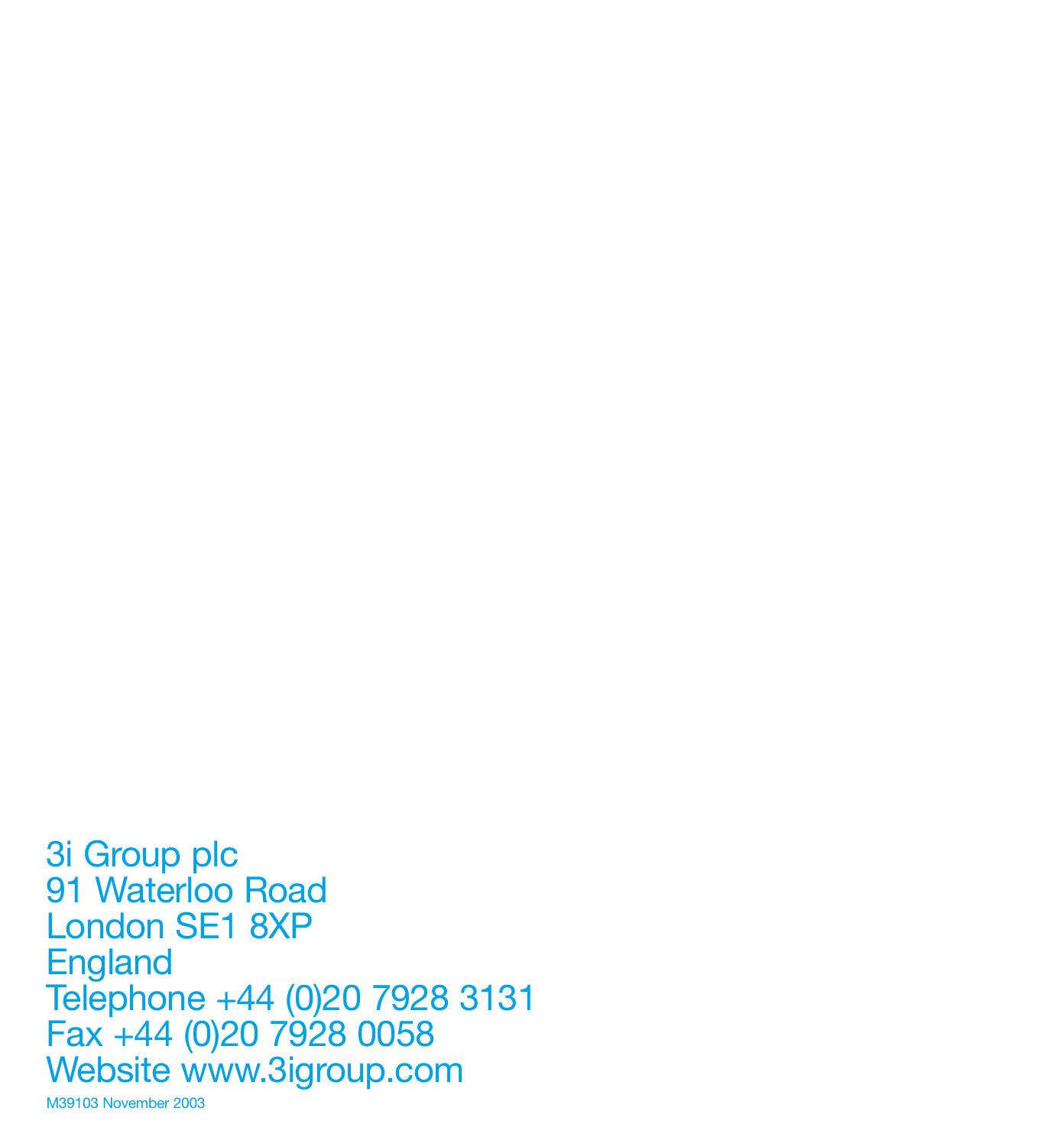3i Group plc
91 Waterloo Road
London SE1 8XP
England
Telephone +44 (0)20 7928 3131
Fax +44 (0)20 7928 0058
Website www.3igroup.com

M39103 November 2003